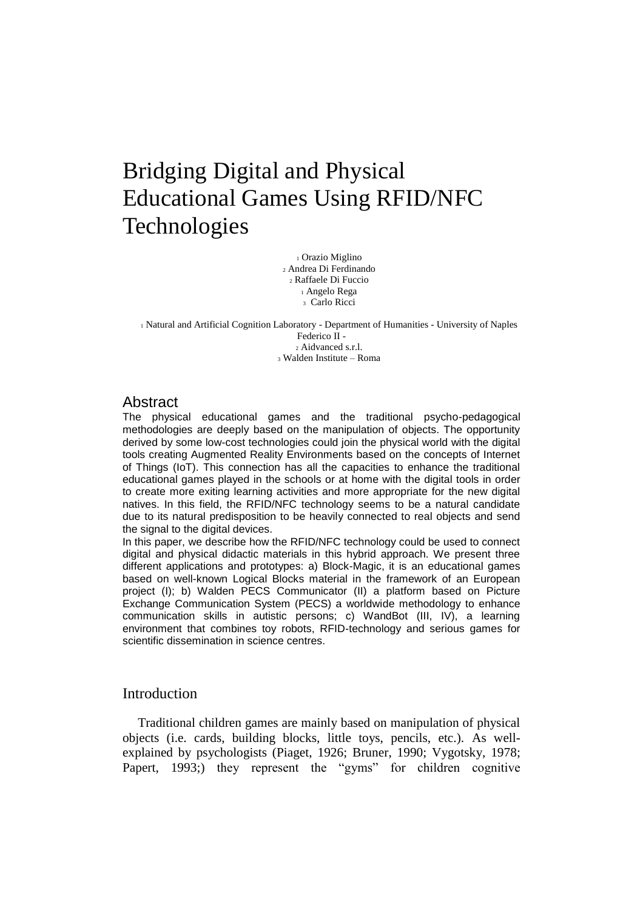# Bridging Digital and Physical Educational Games Using RFID/NFC Technologies

[1] Orazio Miglino
[2] Andrea Di Ferdinando
[2] Raffaele Di Fuccio
[1] Angelo Rega
[3] Carlo Ricci

[1] Natural and Artificial Cognition Laboratory - Department of Humanities - University of Naples Federico II -
[2] Aidvanced s.r.l.
[3] Walden Institute – Roma

## Abstract

The physical educational games and the traditional psycho-pedagogical methodologies are deeply based on the manipulation of objects. The opportunity derived by some low-cost technologies could join the physical world with the digital tools creating Augmented Reality Environments based on the concepts of Internet of Things (IoT). This connection has all the capacities to enhance the traditional educational games played in the schools or at home with the digital tools in order to create more exiting learning activities and more appropriate for the new digital natives. In this field, the RFID/NFC technology seems to be a natural candidate due to its natural predisposition to be heavily connected to real objects and send the signal to the digital devices.

In this paper, we describe how the RFID/NFC technology could be used to connect digital and physical didactic materials in this hybrid approach. We present three different applications and prototypes: a) Block-Magic, it is an educational games based on well-known Logical Blocks material in the framework of an European project (I); b) Walden PECS Communicator (II) a platform based on Picture Exchange Communication System (PECS) a worldwide methodology to enhance communication skills in autistic persons; c) WandBot (III, IV), a learning environment that combines toy robots, RFID-technology and serious games for scientific dissemination in science centres.

## Introduction

Traditional children games are mainly based on manipulation of physical objects (i.e. cards, building blocks, little toys, pencils, etc.). As well-explained by psychologists (Piaget, 1926; Bruner, 1990; Vygotsky, 1978; Papert, 1993;) they represent the "gyms" for children cognitive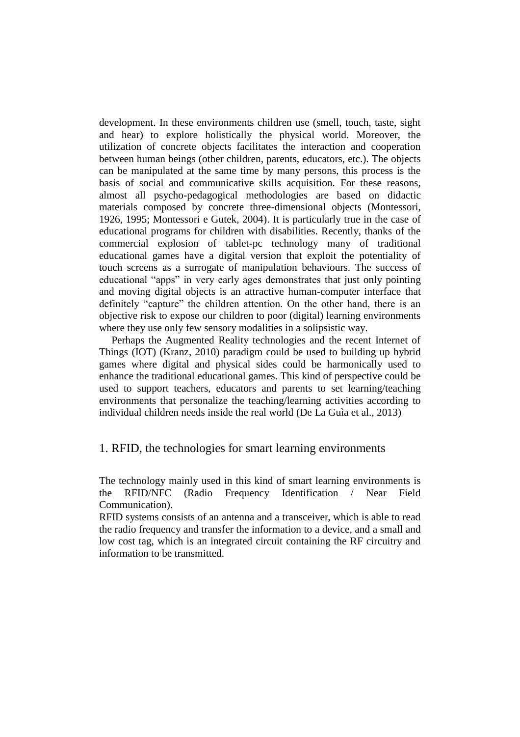development. In these environments children use (smell, touch, taste, sight and hear) to explore holistically the physical world. Moreover, the utilization of concrete objects facilitates the interaction and cooperation between human beings (other children, parents, educators, etc.). The objects can be manipulated at the same time by many persons, this process is the basis of social and communicative skills acquisition. For these reasons, almost all psycho-pedagogical methodologies are based on didactic materials composed by concrete three-dimensional objects (Montessori, 1926, 1995; Montessori e Gutek, 2004). It is particularly true in the case of educational programs for children with disabilities. Recently, thanks of the commercial explosion of tablet-pc technology many of traditional educational games have a digital version that exploit the potentiality of touch screens as a surrogate of manipulation behaviours. The success of educational "apps" in very early ages demonstrates that just only pointing and moving digital objects is an attractive human-computer interface that definitely "capture" the children attention. On the other hand, there is an objective risk to expose our children to poor (digital) learning environments where they use only few sensory modalities in a solipsistic way.

Perhaps the Augmented Reality technologies and the recent Internet of Things (IOT) (Kranz, 2010) paradigm could be used to building up hybrid games where digital and physical sides could be harmonically used to enhance the traditional educational games. This kind of perspective could be used to support teachers, educators and parents to set learning/teaching environments that personalize the teaching/learning activities according to individual children needs inside the real world (De La Guìa et al., 2013)

## 1. RFID, the technologies for smart learning environments

The technology mainly used in this kind of smart learning environments is the RFID/NFC (Radio Frequency Identification / Near Field Communication).

RFID systems consists of an antenna and a transceiver, which is able to read the radio frequency and transfer the information to a device, and a small and low cost tag, which is an integrated circuit containing the RF circuitry and information to be transmitted.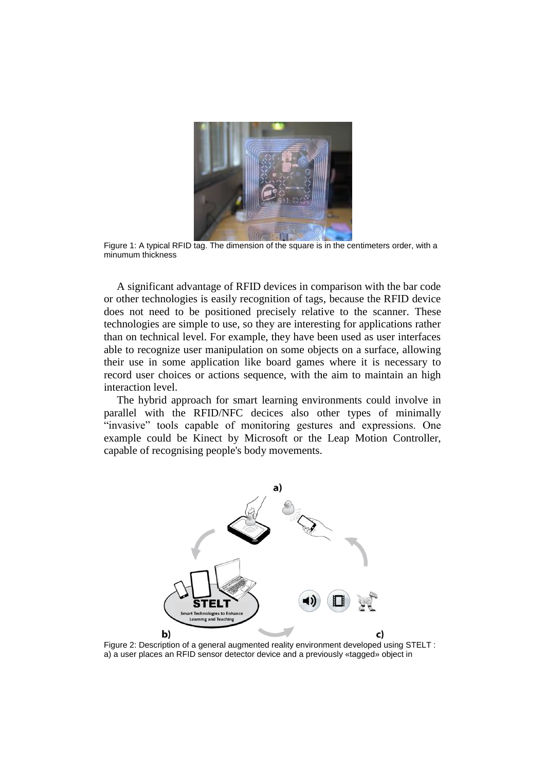Figure 1: A typical RFID tag. The dimension of the square is in the centimeters order, with a minumum thickness

A significant advantage of RFID devices in comparison with the bar code or other technologies is easily recognition of tags, because the RFID device does not need to be positioned precisely relative to the scanner. These technologies are simple to use, so they are interesting for applications rather than on technical level. For example, they have been used as user interfaces able to recognize user manipulation on some objects on a surface, allowing their use in some application like board games where it is necessary to record user choices or actions sequence, with the aim to maintain an high interaction level.

The hybrid approach for smart learning environments could involve in parallel with the RFID/NFC decices also other types of minimally "invasive" tools capable of monitoring gestures and expressions. One example could be Kinect by Microsoft or the Leap Motion Controller, capable of recognising people's body movements.

Figure 2: Description of a general augmented reality environment developed using STELT : a) a user places an RFID sensor detector device and a previously «tagged» object in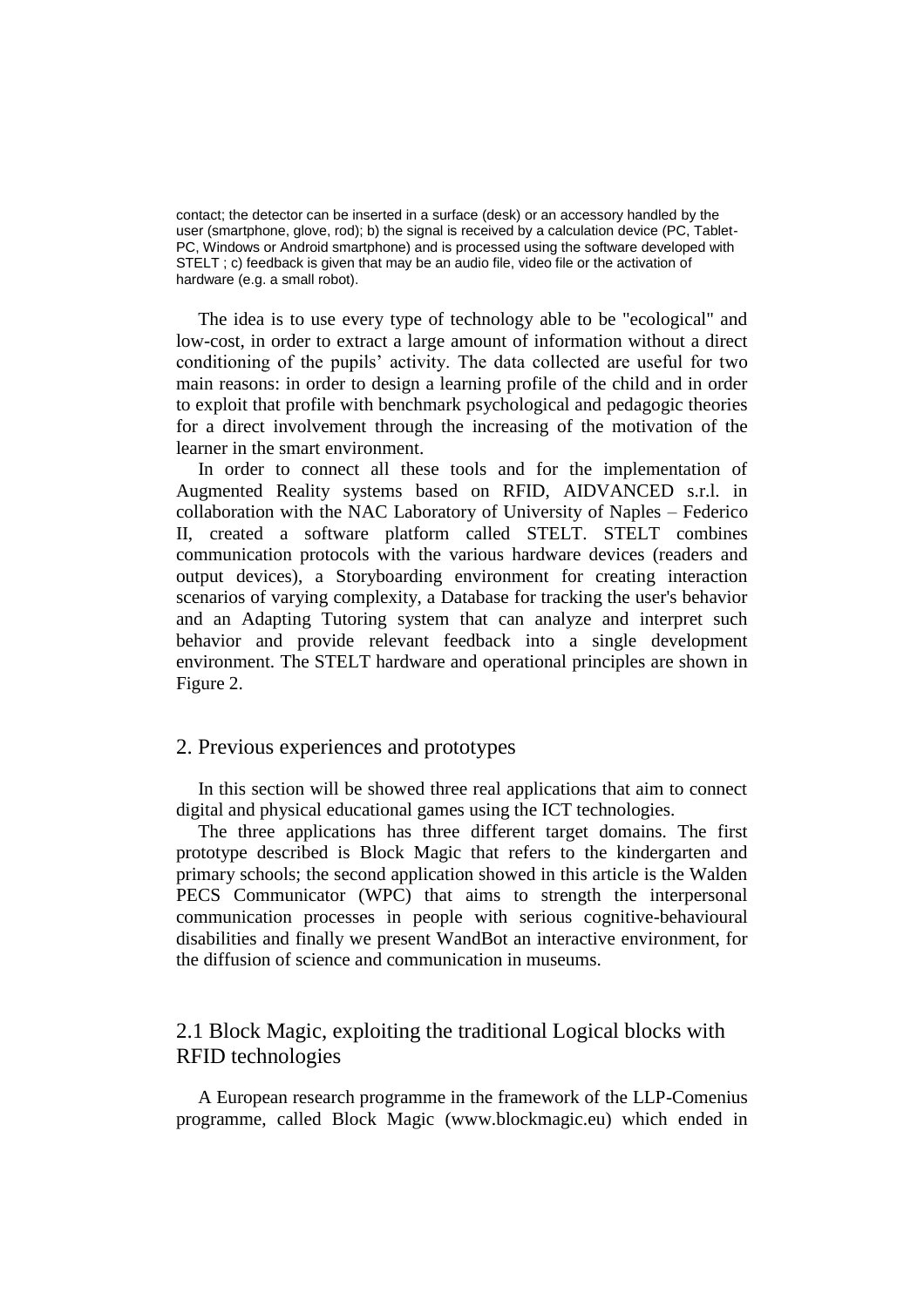contact; the detector can be inserted in a surface (desk) or an accessory handled by the user (smartphone, glove, rod); b) the signal is received by a calculation device (PC, Tablet-PC, Windows or Android smartphone) and is processed using the software developed with STELT ; c) feedback is given that may be an audio file, video file or the activation of hardware (e.g. a small robot).

The idea is to use every type of technology able to be "ecological" and low-cost, in order to extract a large amount of information without a direct conditioning of the pupils' activity. The data collected are useful for two main reasons: in order to design a learning profile of the child and in order to exploit that profile with benchmark psychological and pedagogic theories for a direct involvement through the increasing of the motivation of the learner in the smart environment.

In order to connect all these tools and for the implementation of Augmented Reality systems based on RFID, AIDVANCED s.r.l. in collaboration with the NAC Laboratory of University of Naples – Federico II, created a software platform called STELT. STELT combines communication protocols with the various hardware devices (readers and output devices), a Storyboarding environment for creating interaction scenarios of varying complexity, a Database for tracking the user's behavior and an Adapting Tutoring system that can analyze and interpret such behavior and provide relevant feedback into a single development environment. The STELT hardware and operational principles are shown in Figure 2.

## 2. Previous experiences and prototypes

In this section will be showed three real applications that aim to connect digital and physical educational games using the ICT technologies.

The three applications has three different target domains. The first prototype described is Block Magic that refers to the kindergarten and primary schools; the second application showed in this article is the Walden PECS Communicator (WPC) that aims to strength the interpersonal communication processes in people with serious cognitive-behavioural disabilities and finally we present WandBot an interactive environment, for the diffusion of science and communication in museums.

### 2.1 Block Magic, exploiting the traditional Logical blocks with RFID technologies

A European research programme in the framework of the LLP-Comenius programme, called Block Magic (www.blockmagic.eu) which ended in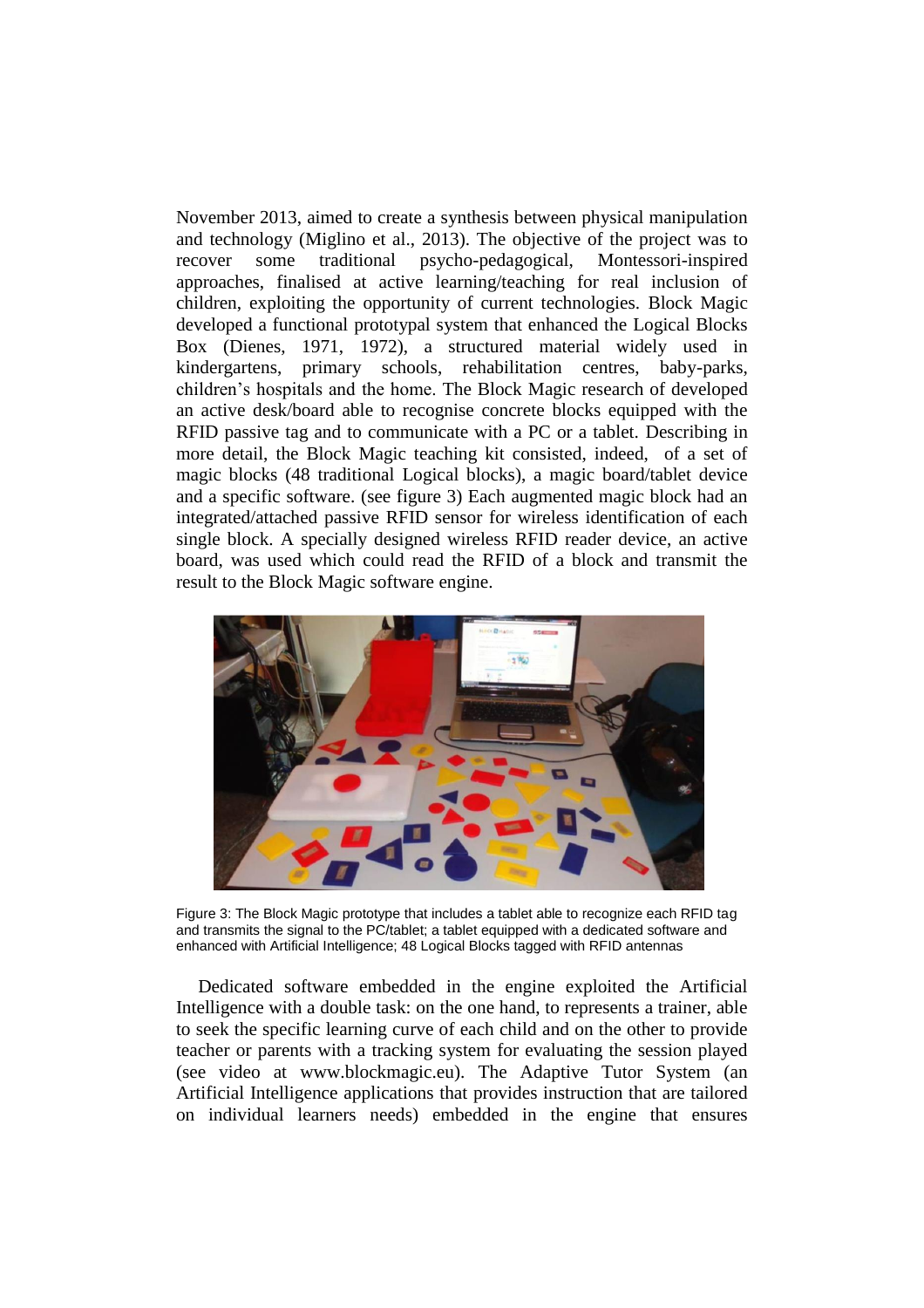November 2013, aimed to create a synthesis between physical manipulation and technology (Miglino et al., 2013). The objective of the project was to recover some traditional psycho-pedagogical, Montessori-inspired approaches, finalised at active learning/teaching for real inclusion of children, exploiting the opportunity of current technologies. Block Magic developed a functional prototypal system that enhanced the Logical Blocks Box (Dienes, 1971, 1972), a structured material widely used in kindergartens, primary schools, rehabilitation centres, baby-parks, children's hospitals and the home. The Block Magic research of developed an active desk/board able to recognise concrete blocks equipped with the RFID passive tag and to communicate with a PC or a tablet. Describing in more detail, the Block Magic teaching kit consisted, indeed, of a set of magic blocks (48 traditional Logical blocks), a magic board/tablet device and a specific software. (see figure 3) Each augmented magic block had an integrated/attached passive RFID sensor for wireless identification of each single block. A specially designed wireless RFID reader device, an active board, was used which could read the RFID of a block and transmit the result to the Block Magic software engine.

Figure 3: The Block Magic prototype that includes a tablet able to recognize each RFID tag and transmits the signal to the PC/tablet; a tablet equipped with a dedicated software and enhanced with Artificial Intelligence; 48 Logical Blocks tagged with RFID antennas

Dedicated software embedded in the engine exploited the Artificial Intelligence with a double task: on the one hand, to represents a trainer, able to seek the specific learning curve of each child and on the other to provide teacher or parents with a tracking system for evaluating the session played (see video at www.blockmagic.eu). The Adaptive Tutor System (an Artificial Intelligence applications that provides instruction that are tailored on individual learners needs) embedded in the engine that ensures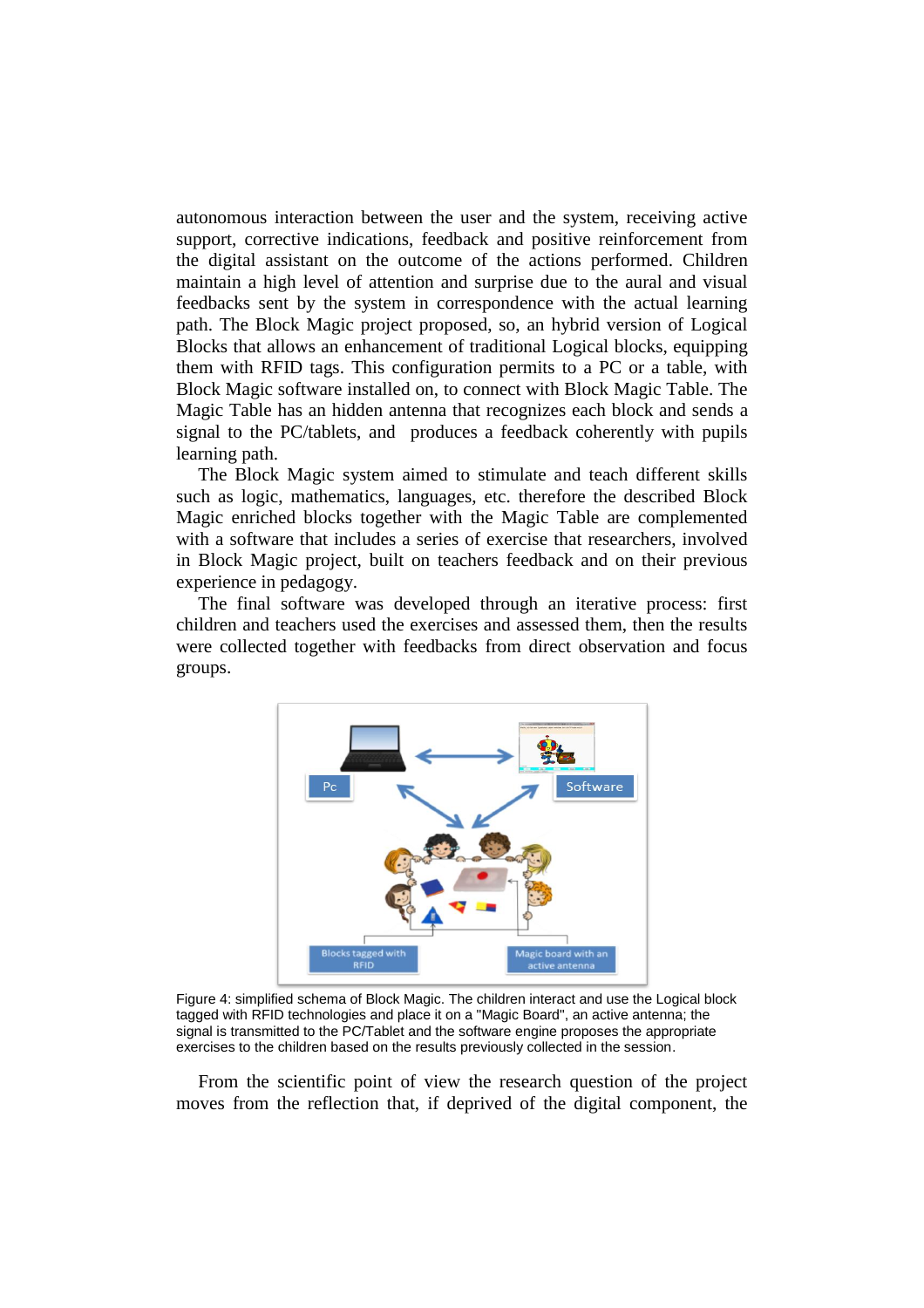autonomous interaction between the user and the system, receiving active support, corrective indications, feedback and positive reinforcement from the digital assistant on the outcome of the actions performed. Children maintain a high level of attention and surprise due to the aural and visual feedbacks sent by the system in correspondence with the actual learning path. The Block Magic project proposed, so, an hybrid version of Logical Blocks that allows an enhancement of traditional Logical blocks, equipping them with RFID tags. This configuration permits to a PC or a table, with Block Magic software installed on, to connect with Block Magic Table. The Magic Table has an hidden antenna that recognizes each block and sends a signal to the PC/tablets, and produces a feedback coherently with pupils learning path.

The Block Magic system aimed to stimulate and teach different skills such as logic, mathematics, languages, etc. therefore the described Block Magic enriched blocks together with the Magic Table are complemented with a software that includes a series of exercise that researchers, involved in Block Magic project, built on teachers feedback and on their previous experience in pedagogy.

The final software was developed through an iterative process: first children and teachers used the exercises and assessed them, then the results were collected together with feedbacks from direct observation and focus groups.

Figure 4: simplified schema of Block Magic. The children interact and use the Logical block tagged with RFID technologies and place it on a "Magic Board", an active antenna; the signal is transmitted to the PC/Tablet and the software engine proposes the appropriate exercises to the children based on the results previously collected in the session.

From the scientific point of view the research question of the project moves from the reflection that, if deprived of the digital component, the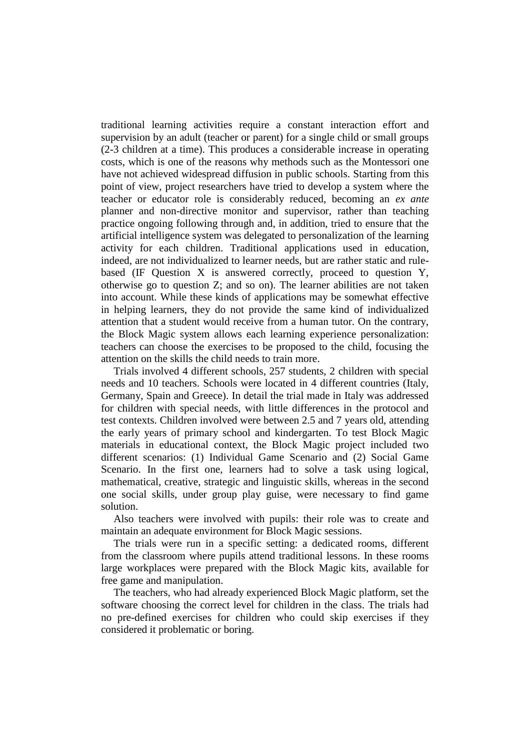traditional learning activities require a constant interaction effort and supervision by an adult (teacher or parent) for a single child or small groups (2-3 children at a time). This produces a considerable increase in operating costs, which is one of the reasons why methods such as the Montessori one have not achieved widespread diffusion in public schools. Starting from this point of view, project researchers have tried to develop a system where the teacher or educator role is considerably reduced, becoming an *ex ante* planner and non-directive monitor and supervisor, rather than teaching practice ongoing following through and, in addition, tried to ensure that the artificial intelligence system was delegated to personalization of the learning activity for each children. Traditional applications used in education, indeed, are not individualized to learner needs, but are rather static and rule-based (IF Question X is answered correctly, proceed to question Y, otherwise go to question Z; and so on). The learner abilities are not taken into account. While these kinds of applications may be somewhat effective in helping learners, they do not provide the same kind of individualized attention that a student would receive from a human tutor. On the contrary, the Block Magic system allows each learning experience personalization: teachers can choose the exercises to be proposed to the child, focusing the attention on the skills the child needs to train more.

Trials involved 4 different schools, 257 students, 2 children with special needs and 10 teachers. Schools were located in 4 different countries (Italy, Germany, Spain and Greece). In detail the trial made in Italy was addressed for children with special needs, with little differences in the protocol and test contexts. Children involved were between 2.5 and 7 years old, attending the early years of primary school and kindergarten. To test Block Magic materials in educational context, the Block Magic project included two different scenarios: (1) Individual Game Scenario and (2) Social Game Scenario. In the first one, learners had to solve a task using logical, mathematical, creative, strategic and linguistic skills, whereas in the second one social skills, under group play guise, were necessary to find game solution.

Also teachers were involved with pupils: their role was to create and maintain an adequate environment for Block Magic sessions.

The trials were run in a specific setting: a dedicated rooms, different from the classroom where pupils attend traditional lessons. In these rooms large workplaces were prepared with the Block Magic kits, available for free game and manipulation.

The teachers, who had already experienced Block Magic platform, set the software choosing the correct level for children in the class. The trials had no pre-defined exercises for children who could skip exercises if they considered it problematic or boring.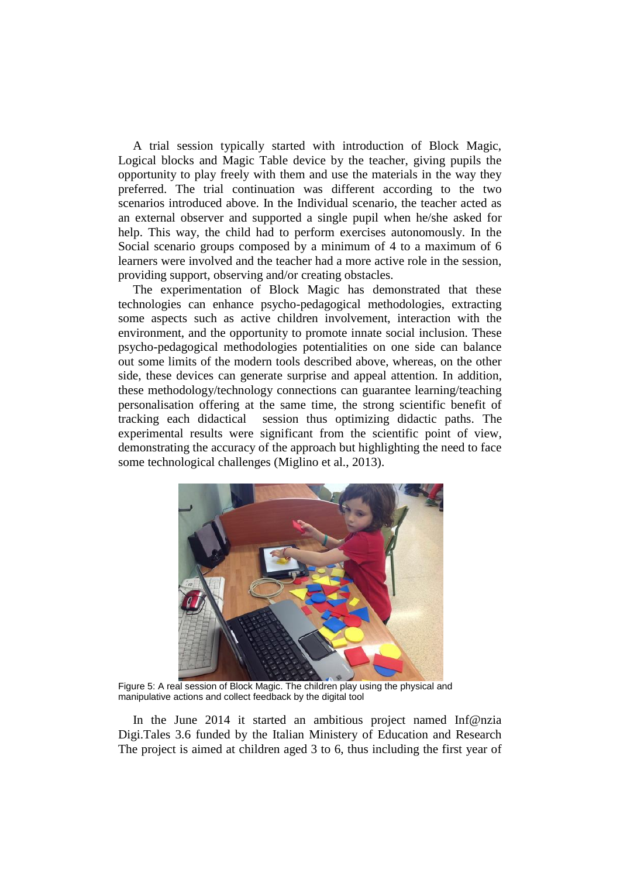A trial session typically started with introduction of Block Magic, Logical blocks and Magic Table device by the teacher, giving pupils the opportunity to play freely with them and use the materials in the way they preferred. The trial continuation was different according to the two scenarios introduced above. In the Individual scenario, the teacher acted as an external observer and supported a single pupil when he/she asked for help. This way, the child had to perform exercises autonomously. In the Social scenario groups composed by a minimum of 4 to a maximum of 6 learners were involved and the teacher had a more active role in the session, providing support, observing and/or creating obstacles.

The experimentation of Block Magic has demonstrated that these technologies can enhance psycho-pedagogical methodologies, extracting some aspects such as active children involvement, interaction with the environment, and the opportunity to promote innate social inclusion. These psycho-pedagogical methodologies potentialities on one side can balance out some limits of the modern tools described above, whereas, on the other side, these devices can generate surprise and appeal attention. In addition, these methodology/technology connections can guarantee learning/teaching personalisation offering at the same time, the strong scientific benefit of tracking each didactical session thus optimizing didactic paths. The experimental results were significant from the scientific point of view, demonstrating the accuracy of the approach but highlighting the need to face some technological challenges (Miglino et al., 2013).

Figure 5: A real session of Block Magic. The children play using the physical and manipulative actions and collect feedback by the digital tool

In the June 2014 it started an ambitious project named Inf@nzia Digi.Tales 3.6 funded by the Italian Ministery of Education and Research The project is aimed at children aged 3 to 6, thus including the first year of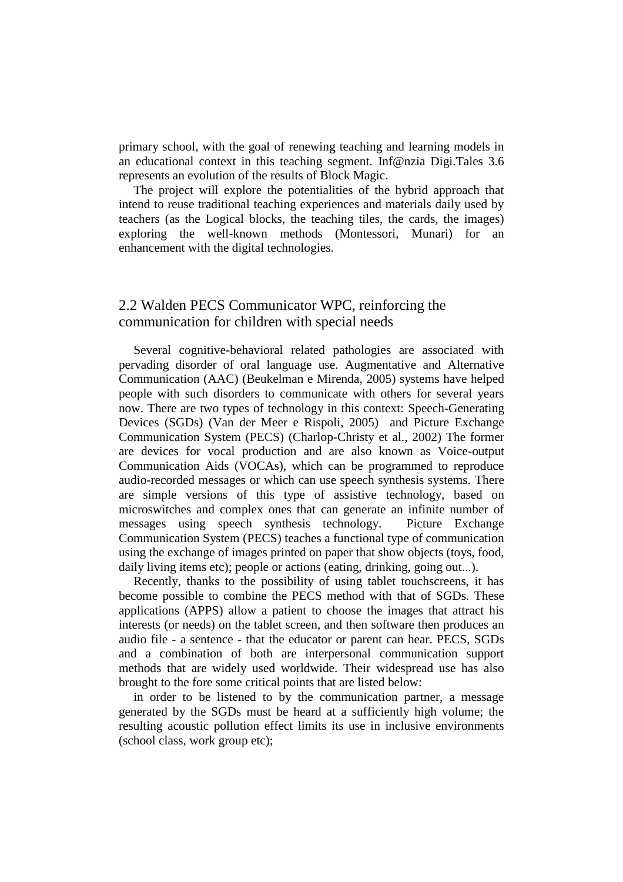primary school, with the goal of renewing teaching and learning models in an educational context in this teaching segment. Inf@nzia Digi.Tales 3.6 represents an evolution of the results of Block Magic.

The project will explore the potentialities of the hybrid approach that intend to reuse traditional teaching experiences and materials daily used by teachers (as the Logical blocks, the teaching tiles, the cards, the images) exploring the well-known methods (Montessori, Munari) for an enhancement with the digital technologies.

## 2.2 Walden PECS Communicator WPC, reinforcing the communication for children with special needs

Several cognitive-behavioral related pathologies are associated with pervading disorder of oral language use. Augmentative and Alternative Communication (AAC) (Beukelman e Mirenda, 2005) systems have helped people with such disorders to communicate with others for several years now. There are two types of technology in this context: Speech-Generating Devices (SGDs) (Van der Meer e Rispoli, 2005) and Picture Exchange Communication System (PECS) (Charlop-Christy et al., 2002) The former are devices for vocal production and are also known as Voice-output Communication Aids (VOCAs), which can be programmed to reproduce audio-recorded messages or which can use speech synthesis systems. There are simple versions of this type of assistive technology, based on microswitches and complex ones that can generate an infinite number of messages using speech synthesis technology. Picture Exchange Communication System (PECS) teaches a functional type of communication using the exchange of images printed on paper that show objects (toys, food, daily living items etc); people or actions (eating, drinking, going out...).

Recently, thanks to the possibility of using tablet touchscreens, it has become possible to combine the PECS method with that of SGDs. These applications (APPS) allow a patient to choose the images that attract his interests (or needs) on the tablet screen, and then software then produces an audio file - a sentence - that the educator or parent can hear. PECS, SGDs and a combination of both are interpersonal communication support methods that are widely used worldwide. Their widespread use has also brought to the fore some critical points that are listed below:

in order to be listened to by the communication partner, a message generated by the SGDs must be heard at a sufficiently high volume; the resulting acoustic pollution effect limits its use in inclusive environments (school class, work group etc);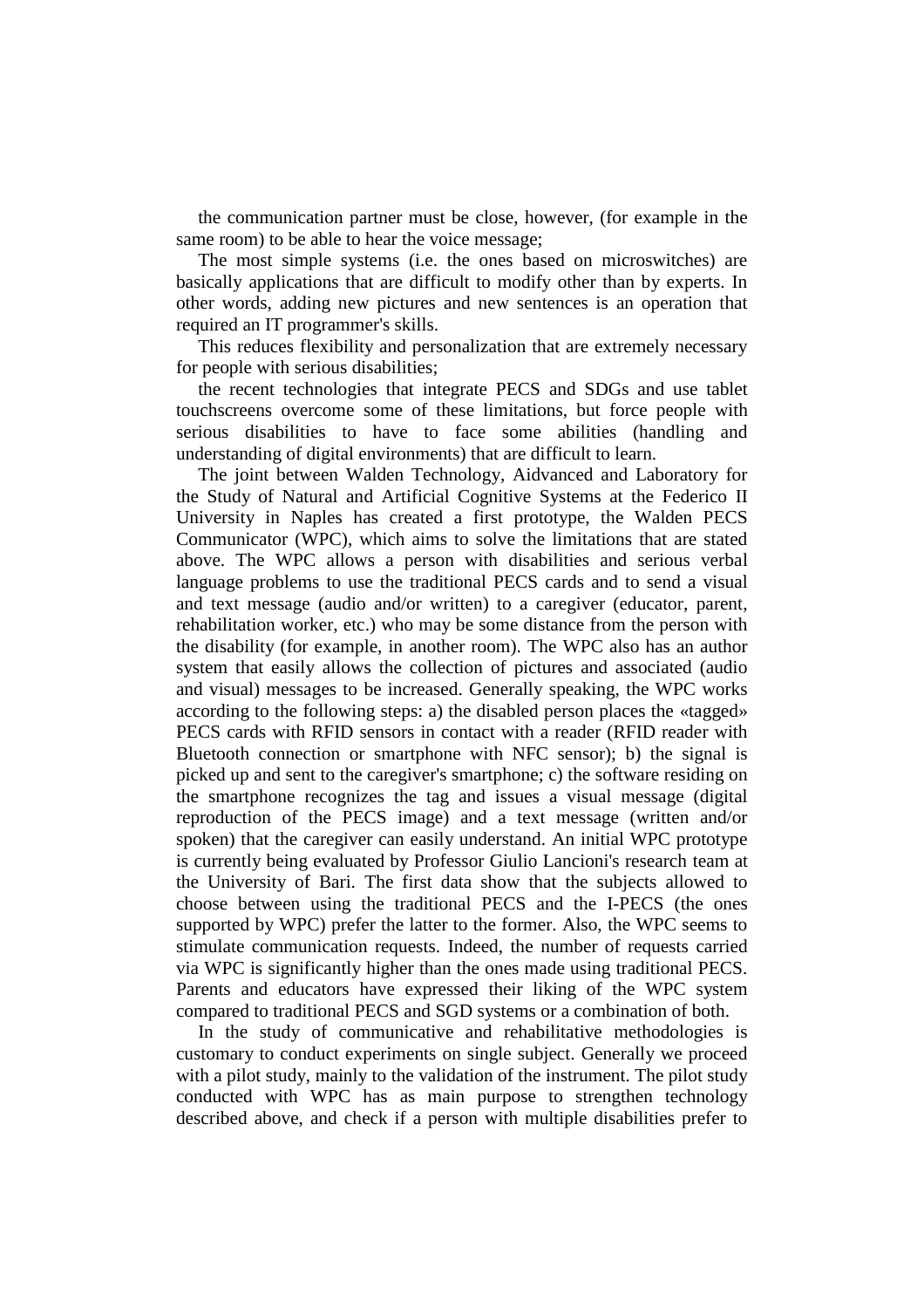the communication partner must be close, however, (for example in the same room) to be able to hear the voice message;

The most simple systems (i.e. the ones based on microswitches) are basically applications that are difficult to modify other than by experts. In other words, adding new pictures and new sentences is an operation that required an IT programmer's skills.

This reduces flexibility and personalization that are extremely necessary for people with serious disabilities;

the recent technologies that integrate PECS and SDGs and use tablet touchscreens overcome some of these limitations, but force people with serious disabilities to have to face some abilities (handling and understanding of digital environments) that are difficult to learn.

The joint between Walden Technology, Aidvanced and Laboratory for the Study of Natural and Artificial Cognitive Systems at the Federico II University in Naples has created a first prototype, the Walden PECS Communicator (WPC), which aims to solve the limitations that are stated above. The WPC allows a person with disabilities and serious verbal language problems to use the traditional PECS cards and to send a visual and text message (audio and/or written) to a caregiver (educator, parent, rehabilitation worker, etc.) who may be some distance from the person with the disability (for example, in another room). The WPC also has an author system that easily allows the collection of pictures and associated (audio and visual) messages to be increased. Generally speaking, the WPC works according to the following steps: a) the disabled person places the «tagged» PECS cards with RFID sensors in contact with a reader (RFID reader with Bluetooth connection or smartphone with NFC sensor); b) the signal is picked up and sent to the caregiver's smartphone; c) the software residing on the smartphone recognizes the tag and issues a visual message (digital reproduction of the PECS image) and a text message (written and/or spoken) that the caregiver can easily understand. An initial WPC prototype is currently being evaluated by Professor Giulio Lancioni's research team at the University of Bari. The first data show that the subjects allowed to choose between using the traditional PECS and the I-PECS (the ones supported by WPC) prefer the latter to the former. Also, the WPC seems to stimulate communication requests. Indeed, the number of requests carried via WPC is significantly higher than the ones made using traditional PECS. Parents and educators have expressed their liking of the WPC system compared to traditional PECS and SGD systems or a combination of both.

In the study of communicative and rehabilitative methodologies is customary to conduct experiments on single subject. Generally we proceed with a pilot study, mainly to the validation of the instrument. The pilot study conducted with WPC has as main purpose to strengthen technology described above, and check if a person with multiple disabilities prefer to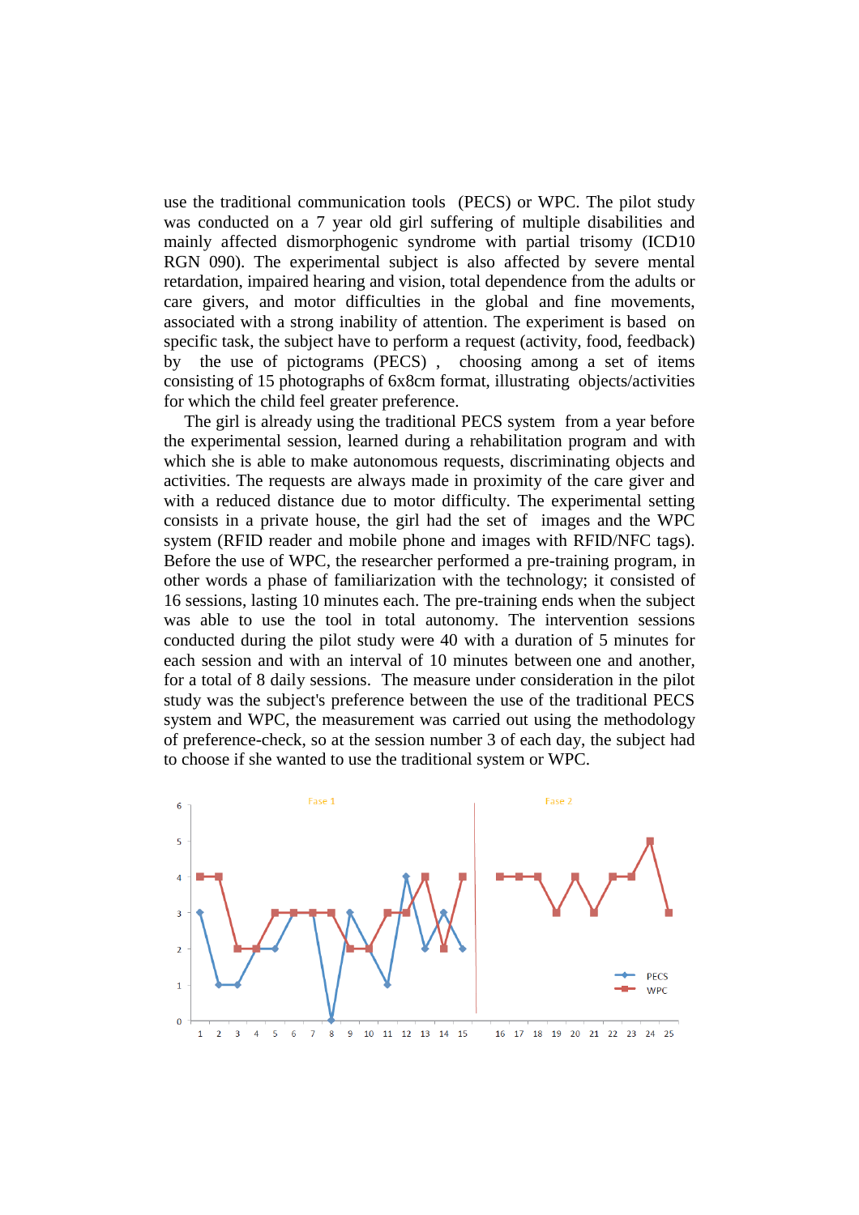use the traditional communication tools (PECS) or WPC. The pilot study was conducted on a 7 year old girl suffering of multiple disabilities and mainly affected dismorphogenic syndrome with partial trisomy (ICD10 RGN 090). The experimental subject is also affected by severe mental retardation, impaired hearing and vision, total dependence from the adults or care givers, and motor difficulties in the global and fine movements, associated with a strong inability of attention. The experiment is based on specific task, the subject have to perform a request (activity, food, feedback) by the use of pictograms (PECS) , choosing among a set of items consisting of 15 photographs of 6x8cm format, illustrating objects/activities for which the child feel greater preference.

The girl is already using the traditional PECS system from a year before the experimental session, learned during a rehabilitation program and with which she is able to make autonomous requests, discriminating objects and activities. The requests are always made in proximity of the care giver and with a reduced distance due to motor difficulty. The experimental setting consists in a private house, the girl had the set of images and the WPC system (RFID reader and mobile phone and images with RFID/NFC tags). Before the use of WPC, the researcher performed a pre-training program, in other words a phase of familiarization with the technology; it consisted of 16 sessions, lasting 10 minutes each. The pre-training ends when the subject was able to use the tool in total autonomy. The intervention sessions conducted during the pilot study were 40 with a duration of 5 minutes for each session and with an interval of 10 minutes between one and another, for a total of 8 daily sessions. The measure under consideration in the pilot study was the subject's preference between the use of the traditional PECS system and WPC, the measurement was carried out using the methodology of preference-check, so at the session number 3 of each day, the subject had to choose if she wanted to use the traditional system or WPC.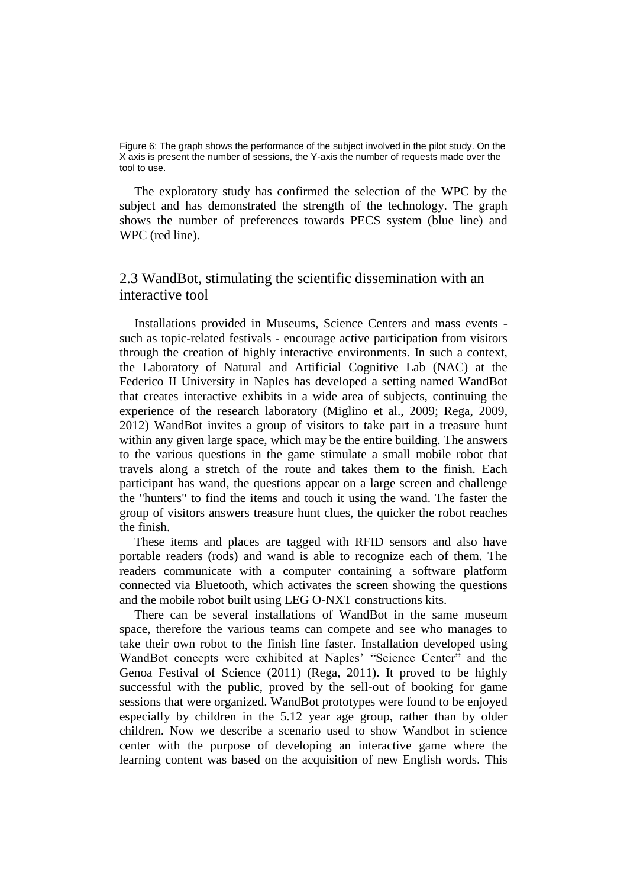Figure 6: The graph shows the performance of the subject involved in the pilot study. On the X axis is present the number of sessions, the Y-axis the number of requests made over the tool to use.

The exploratory study has confirmed the selection of the WPC by the subject and has demonstrated the strength of the technology. The graph shows the number of preferences towards PECS system (blue line) and WPC (red line).

## 2.3 WandBot, stimulating the scientific dissemination with an interactive tool

Installations provided in Museums, Science Centers and mass events - such as topic-related festivals - encourage active participation from visitors through the creation of highly interactive environments. In such a context, the Laboratory of Natural and Artificial Cognitive Lab (NAC) at the Federico II University in Naples has developed a setting named WandBot that creates interactive exhibits in a wide area of subjects, continuing the experience of the research laboratory (Miglino et al., 2009; Rega, 2009, 2012) WandBot invites a group of visitors to take part in a treasure hunt within any given large space, which may be the entire building. The answers to the various questions in the game stimulate a small mobile robot that travels along a stretch of the route and takes them to the finish. Each participant has wand, the questions appear on a large screen and challenge the "hunters" to find the items and touch it using the wand. The faster the group of visitors answers treasure hunt clues, the quicker the robot reaches the finish.

These items and places are tagged with RFID sensors and also have portable readers (rods) and wand is able to recognize each of them. The readers communicate with a computer containing a software platform connected via Bluetooth, which activates the screen showing the questions and the mobile robot built using LEG O-NXT constructions kits.

There can be several installations of WandBot in the same museum space, therefore the various teams can compete and see who manages to take their own robot to the finish line faster. Installation developed using WandBot concepts were exhibited at Naples' "Science Center" and the Genoa Festival of Science (2011) (Rega, 2011). It proved to be highly successful with the public, proved by the sell-out of booking for game sessions that were organized. WandBot prototypes were found to be enjoyed especially by children in the 5.12 year age group, rather than by older children. Now we describe a scenario used to show Wandbot in science center with the purpose of developing an interactive game where the learning content was based on the acquisition of new English words. This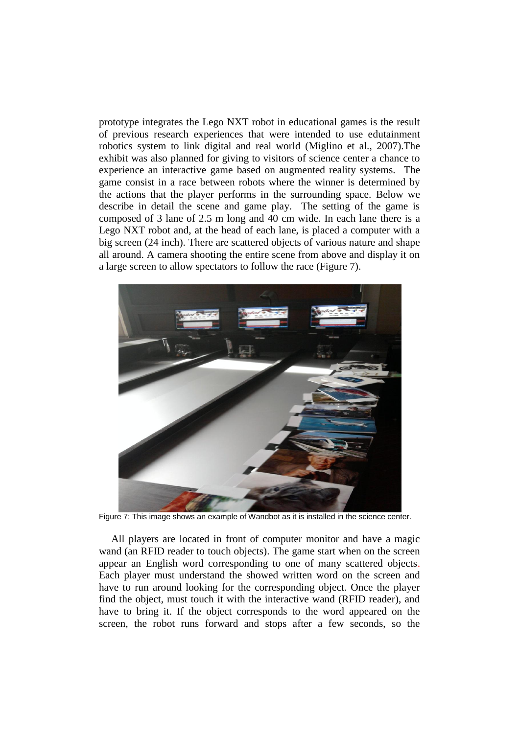prototype integrates the Lego NXT robot in educational games is the result of previous research experiences that were intended to use edutainment robotics system to link digital and real world (Miglino et al., 2007).The exhibit was also planned for giving to visitors of science center a chance to experience an interactive game based on augmented reality systems. The game consist in a race between robots where the winner is determined by the actions that the player performs in the surrounding space. Below we describe in detail the scene and game play. The setting of the game is composed of 3 lane of 2.5 m long and 40 cm wide. In each lane there is a Lego NXT robot and, at the head of each lane, is placed a computer with a big screen (24 inch). There are scattered objects of various nature and shape all around. A camera shooting the entire scene from above and display it on a large screen to allow spectators to follow the race (Figure 7).

Figure 7: This image shows an example of Wandbot as it is installed in the science center.

All players are located in front of computer monitor and have a magic wand (an RFID reader to touch objects). The game start when on the screen appear an English word corresponding to one of many scattered objects. Each player must understand the showed written word on the screen and have to run around looking for the corresponding object. Once the player find the object, must touch it with the interactive wand (RFID reader), and have to bring it. If the object corresponds to the word appeared on the screen, the robot runs forward and stops after a few seconds, so the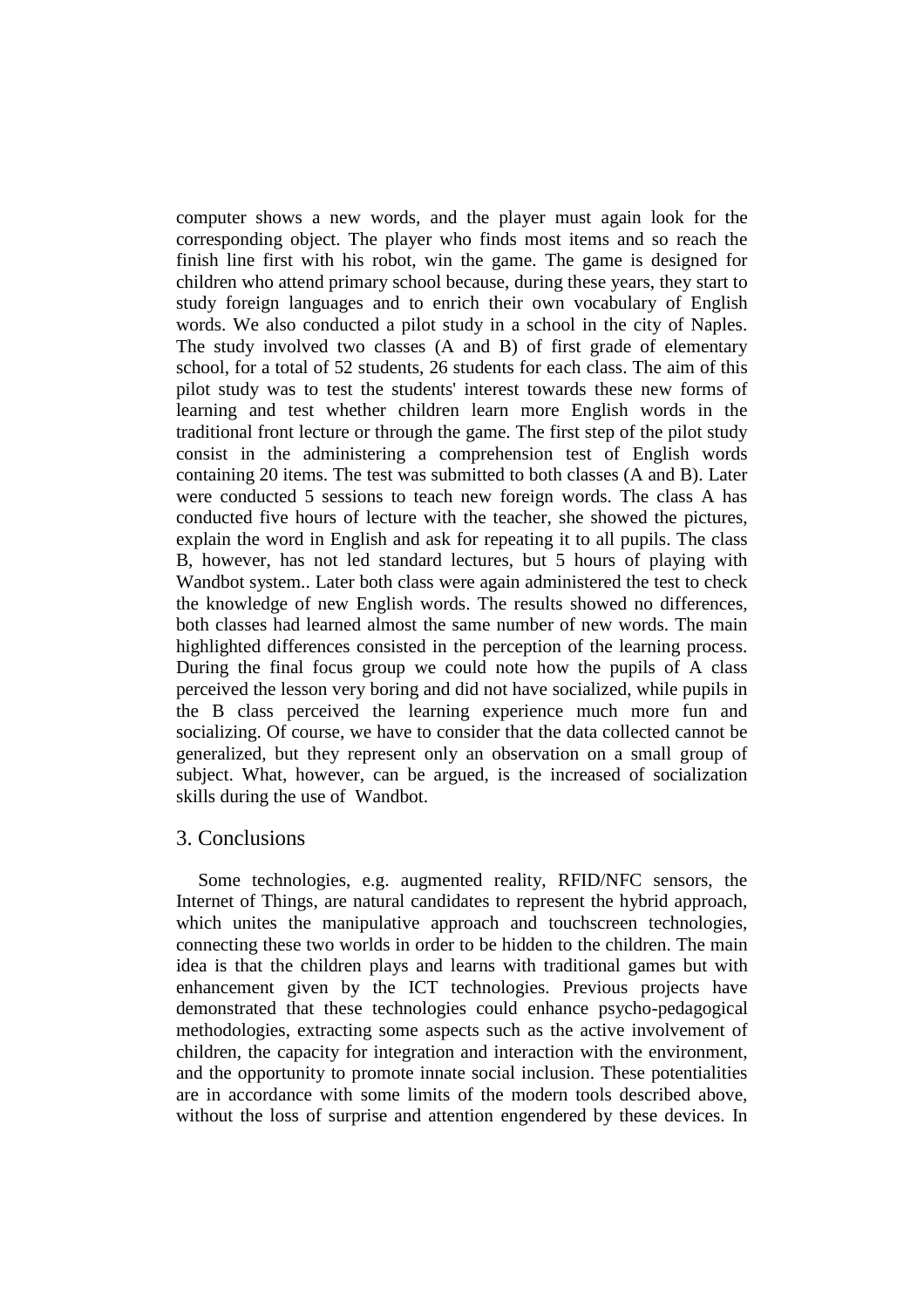computer shows a new words, and the player must again look for the corresponding object. The player who finds most items and so reach the finish line first with his robot, win the game. The game is designed for children who attend primary school because, during these years, they start to study foreign languages and to enrich their own vocabulary of English words. We also conducted a pilot study in a school in the city of Naples. The study involved two classes (A and B) of first grade of elementary school, for a total of 52 students, 26 students for each class. The aim of this pilot study was to test the students' interest towards these new forms of learning and test whether children learn more English words in the traditional front lecture or through the game. The first step of the pilot study consist in the administering a comprehension test of English words containing 20 items. The test was submitted to both classes (A and B). Later were conducted 5 sessions to teach new foreign words. The class A has conducted five hours of lecture with the teacher, she showed the pictures, explain the word in English and ask for repeating it to all pupils. The class B, however, has not led standard lectures, but 5 hours of playing with Wandbot system.. Later both class were again administered the test to check the knowledge of new English words. The results showed no differences, both classes had learned almost the same number of new words. The main highlighted differences consisted in the perception of the learning process. During the final focus group we could note how the pupils of A class perceived the lesson very boring and did not have socialized, while pupils in the B class perceived the learning experience much more fun and socializing. Of course, we have to consider that the data collected cannot be generalized, but they represent only an observation on a small group of subject. What, however, can be argued, is the increased of socialization skills during the use of Wandbot.

## 3. Conclusions

Some technologies, e.g. augmented reality, RFID/NFC sensors, the Internet of Things, are natural candidates to represent the hybrid approach, which unites the manipulative approach and touchscreen technologies, connecting these two worlds in order to be hidden to the children. The main idea is that the children plays and learns with traditional games but with enhancement given by the ICT technologies. Previous projects have demonstrated that these technologies could enhance psycho-pedagogical methodologies, extracting some aspects such as the active involvement of children, the capacity for integration and interaction with the environment, and the opportunity to promote innate social inclusion. These potentialities are in accordance with some limits of the modern tools described above, without the loss of surprise and attention engendered by these devices. In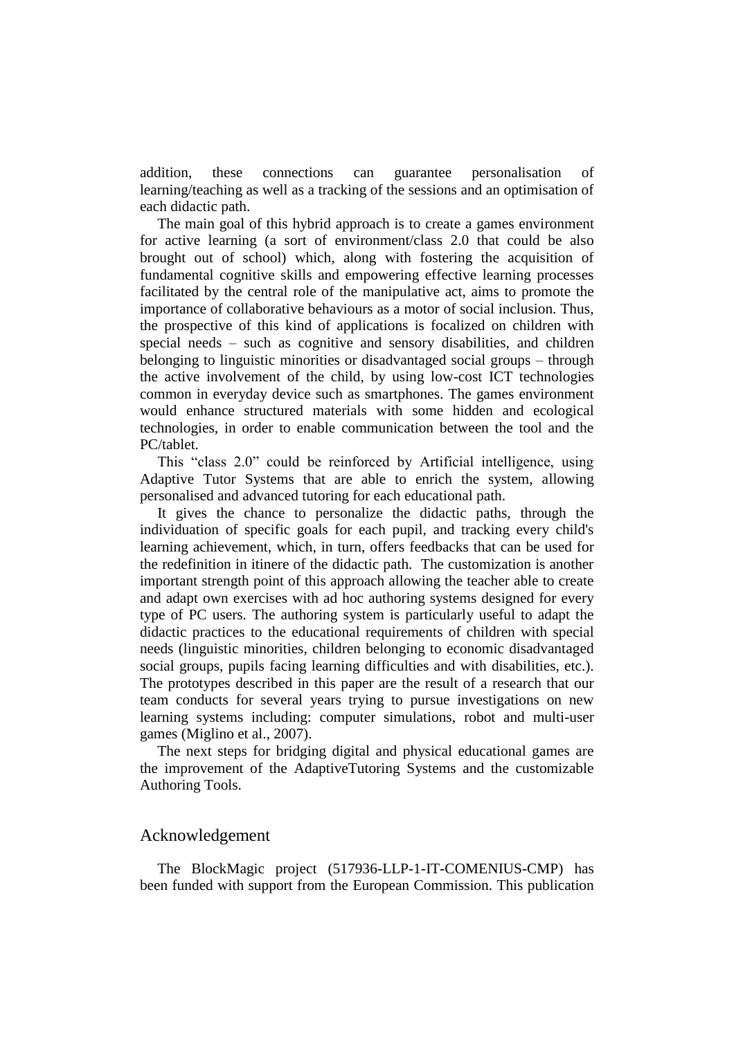addition, these connections can guarantee personalisation of learning/teaching as well as a tracking of the sessions and an optimisation of each didactic path.

The main goal of this hybrid approach is to create a games environment for active learning (a sort of environment/class 2.0 that could be also brought out of school) which, along with fostering the acquisition of fundamental cognitive skills and empowering effective learning processes facilitated by the central role of the manipulative act, aims to promote the importance of collaborative behaviours as a motor of social inclusion. Thus, the prospective of this kind of applications is focalized on children with special needs – such as cognitive and sensory disabilities, and children belonging to linguistic minorities or disadvantaged social groups – through the active involvement of the child, by using low-cost ICT technologies common in everyday device such as smartphones. The games environment would enhance structured materials with some hidden and ecological technologies, in order to enable communication between the tool and the PC/tablet.

This "class 2.0" could be reinforced by Artificial intelligence, using Adaptive Tutor Systems that are able to enrich the system, allowing personalised and advanced tutoring for each educational path.

It gives the chance to personalize the didactic paths, through the individuation of specific goals for each pupil, and tracking every child's learning achievement, which, in turn, offers feedbacks that can be used for the redefinition in itinere of the didactic path. The customization is another important strength point of this approach allowing the teacher able to create and adapt own exercises with ad hoc authoring systems designed for every type of PC users. The authoring system is particularly useful to adapt the didactic practices to the educational requirements of children with special needs (linguistic minorities, children belonging to economic disadvantaged social groups, pupils facing learning difficulties and with disabilities, etc.). The prototypes described in this paper are the result of a research that our team conducts for several years trying to pursue investigations on new learning systems including: computer simulations, robot and multi-user games (Miglino et al., 2007).

The next steps for bridging digital and physical educational games are the improvement of the AdaptiveTutoring Systems and the customizable Authoring Tools.

## Acknowledgement

The BlockMagic project (517936-LLP-1-IT-COMENIUS-CMP) has been funded with support from the European Commission. This publication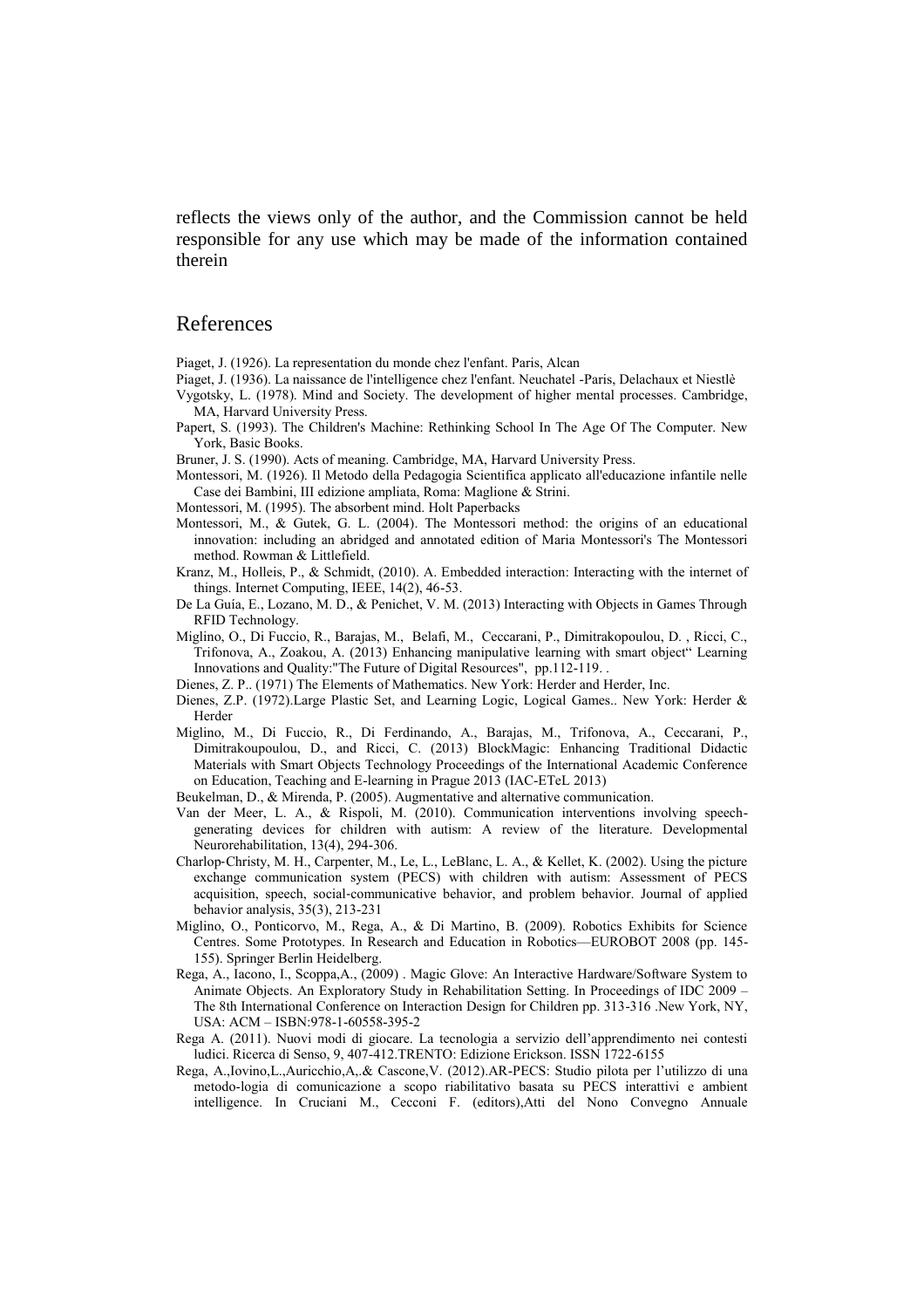reflects the views only of the author, and the Commission cannot be held responsible for any use which may be made of the information contained therein

## References

Piaget, J. (1926). La representation du monde chez l'enfant. Paris, Alcan

Piaget, J. (1936). La naissance de l'intelligence chez l'enfant. Neuchatel -Paris, Delachaux et Niestlè

Vygotsky, L. (1978). Mind and Society. The development of higher mental processes. Cambridge, MA, Harvard University Press.

Papert, S. (1993). The Children's Machine: Rethinking School In The Age Of The Computer. New York, Basic Books.

Bruner, J. S. (1990). Acts of meaning. Cambridge, MA, Harvard University Press.

Montessori, M. (1926). Il Metodo della Pedagogia Scientifica applicato all'educazione infantile nelle Case dei Bambini, III edizione ampliata, Roma: Maglione & Strini.

Montessori, M. (1995). The absorbent mind. Holt Paperbacks

Montessori, M., & Gutek, G. L. (2004). The Montessori method: the origins of an educational innovation: including an abridged and annotated edition of Maria Montessori's The Montessori method. Rowman & Littlefield.

Kranz, M., Holleis, P., & Schmidt, (2010). A. Embedded interaction: Interacting with the internet of things. Internet Computing, IEEE, 14(2), 46-53.

De La Guía, E., Lozano, M. D., & Penichet, V. M. (2013) Interacting with Objects in Games Through RFID Technology.

Miglino, O., Di Fuccio, R., Barajas, M., Belafi, M., Ceccarani, P., Dimitrakopoulou, D. , Ricci, C., Trifonova, A., Zoakou, A. (2013) Enhancing manipulative learning with smart object" Learning Innovations and Quality:"The Future of Digital Resources", pp.112-119. .

Dienes, Z. P.. (1971) The Elements of Mathematics. New York: Herder and Herder, Inc.

Dienes, Z.P. (1972).Large Plastic Set, and Learning Logic, Logical Games.. New York: Herder & Herder

Miglino, M., Di Fuccio, R., Di Ferdinando, A., Barajas, M., Trifonova, A., Ceccarani, P., Dimitrakoupoulou, D., and Ricci, C. (2013) BlockMagic: Enhancing Traditional Didactic Materials with Smart Objects Technology Proceedings of the International Academic Conference on Education, Teaching and E-learning in Prague 2013 (IAC-ETeL 2013)

Beukelman, D., & Mirenda, P. (2005). Augmentative and alternative communication.

Van der Meer, L. A., & Rispoli, M. (2010). Communication interventions involving speech-generating devices for children with autism: A review of the literature. Developmental Neurorehabilitation, 13(4), 294-306.

Charlop‐Christy, M. H., Carpenter, M., Le, L., LeBlanc, L. A., & Kellet, K. (2002). Using the picture exchange communication system (PECS) with children with autism: Assessment of PECS acquisition, speech, social‐communicative behavior, and problem behavior. Journal of applied behavior analysis, 35(3), 213-231

Miglino, O., Ponticorvo, M., Rega, A., & Di Martino, B. (2009). Robotics Exhibits for Science Centres. Some Prototypes. In Research and Education in Robotics—EUROBOT 2008 (pp. 145-155). Springer Berlin Heidelberg.

Rega, A., Iacono, I., Scoppa,A., (2009) . Magic Glove: An Interactive Hardware/Software System to Animate Objects. An Exploratory Study in Rehabilitation Setting. In Proceedings of IDC 2009 – The 8th International Conference on Interaction Design for Children pp. 313-316 .New York, NY, USA: ACM – ISBN:978-1-60558-395-2

Rega A. (2011). Nuovi modi di giocare. La tecnologia a servizio dell'apprendimento nei contesti ludici. Ricerca di Senso, 9, 407-412.TRENTO: Edizione Erickson. ISSN 1722-6155

Rega, A.,Iovino,L.,Auricchio,A,.& Cascone,V. (2012).AR-PECS: Studio pilota per l'utilizzo di una metodo-logia di comunicazione a scopo riabilitativo basata su PECS interattivi e ambient intelligence. In Cruciani M., Cecconi F. (editors),Atti del Nono Convegno Annuale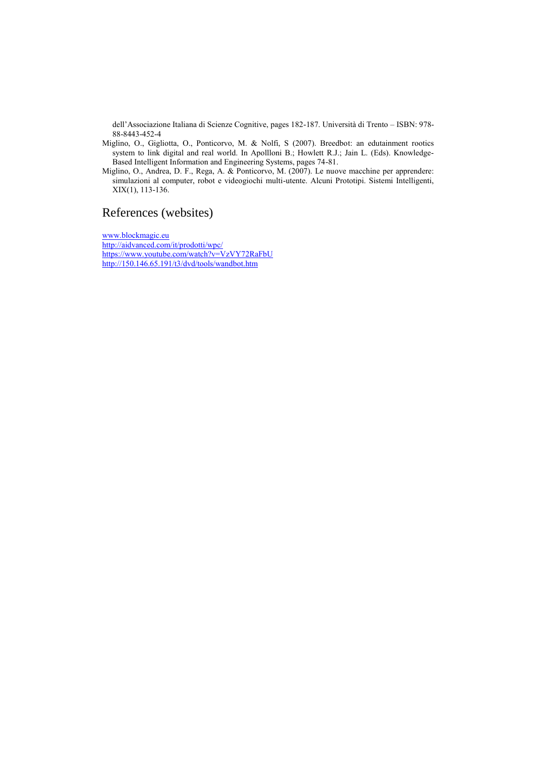dell'Associazione Italiana di Scienze Cognitive, pages 182-187. Università di Trento – ISBN: 978-88-8443-452-4

Miglino, O., Gigliotta, O., Ponticorvo, M. & Nolfi, S (2007). Breedbot: an edutainment rootics system to link digital and real world. In Apollloni B.; Howlett R.J.; Jain L. (Eds). Knowledge-Based Intelligent Information and Engineering Systems, pages 74-81.

Miglino, O., Andrea, D. F., Rega, A. & Ponticorvo, M. (2007). Le nuove macchine per apprendere: simulazioni al computer, robot e videogiochi multi-utente. Alcuni Prototipi. Sistemi Intelligenti, XIX(1), 113-136.

## References (websites)

www.blockmagic.eu

http://aidvanced.com/it/prodotti/wpc/

https://www.youtube.com/watch?v=VzVY72RaFbU

http://150.146.65.191/t3/dvd/tools/wandbot.htm